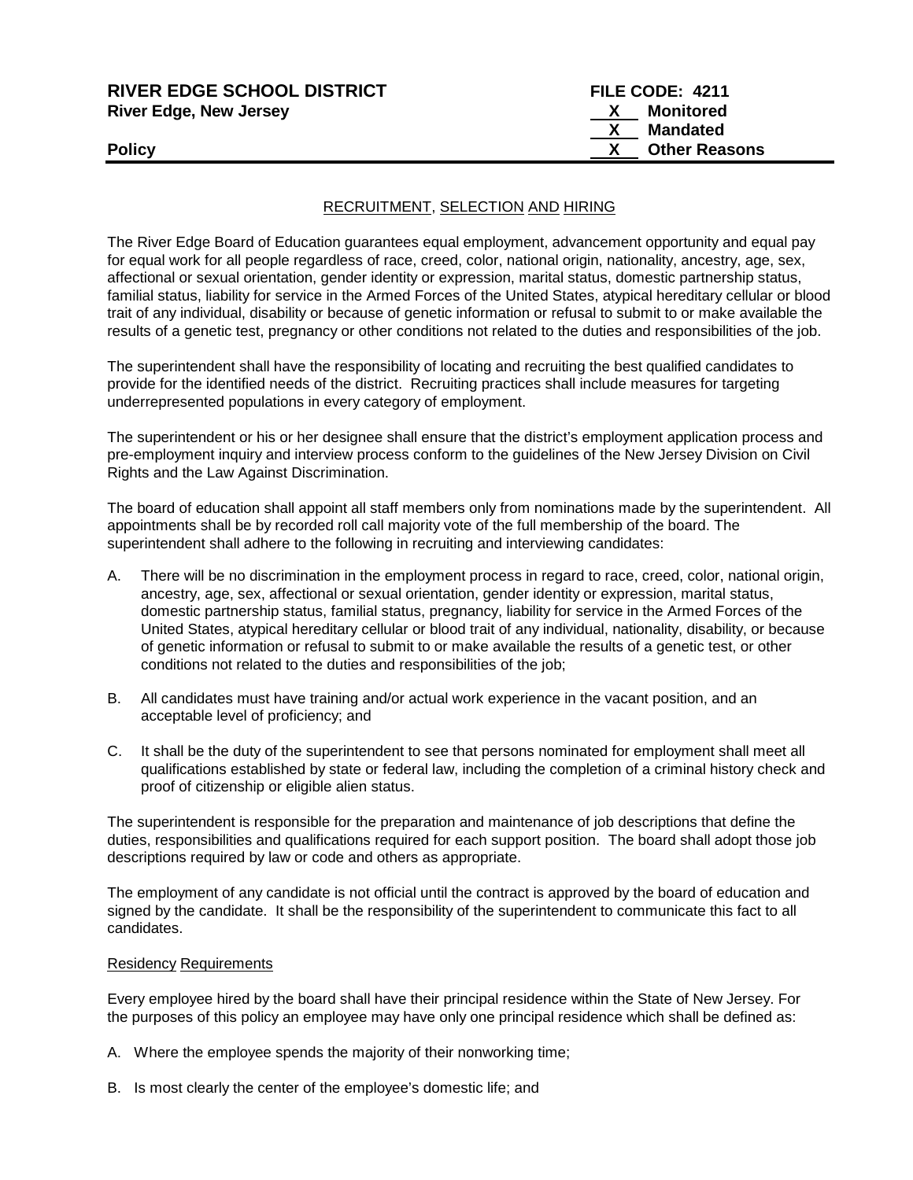**RIVER EDGE SCHOOL DISTRICT**
**River Edge, New Jersey**

**FILE CODE: 4211**
**X Monitored**
**X Mandated**
**X Other Reasons**

**Policy**

## RECRUITMENT, SELECTION AND HIRING

The River Edge Board of Education guarantees equal employment, advancement opportunity and equal pay for equal work for all people regardless of race, creed, color, national origin, nationality, ancestry, age, sex, affectional or sexual orientation, gender identity or expression, marital status, domestic partnership status, familial status, liability for service in the Armed Forces of the United States, atypical hereditary cellular or blood trait of any individual, disability or because of genetic information or refusal to submit to or make available the results of a genetic test, pregnancy or other conditions not related to the duties and responsibilities of the job.

The superintendent shall have the responsibility of locating and recruiting the best qualified candidates to provide for the identified needs of the district. Recruiting practices shall include measures for targeting underrepresented populations in every category of employment.

The superintendent or his or her designee shall ensure that the district's employment application process and pre-employment inquiry and interview process conform to the guidelines of the New Jersey Division on Civil Rights and the Law Against Discrimination.

The board of education shall appoint all staff members only from nominations made by the superintendent. All appointments shall be by recorded roll call majority vote of the full membership of the board. The superintendent shall adhere to the following in recruiting and interviewing candidates:

A. There will be no discrimination in the employment process in regard to race, creed, color, national origin, ancestry, age, sex, affectional or sexual orientation, gender identity or expression, marital status, domestic partnership status, familial status, pregnancy, liability for service in the Armed Forces of the United States, atypical hereditary cellular or blood trait of any individual, nationality, disability, or because of genetic information or refusal to submit to or make available the results of a genetic test, or other conditions not related to the duties and responsibilities of the job;

B. All candidates must have training and/or actual work experience in the vacant position, and an acceptable level of proficiency; and

C. It shall be the duty of the superintendent to see that persons nominated for employment shall meet all qualifications established by state or federal law, including the completion of a criminal history check and proof of citizenship or eligible alien status.

The superintendent is responsible for the preparation and maintenance of job descriptions that define the duties, responsibilities and qualifications required for each support position. The board shall adopt those job descriptions required by law or code and others as appropriate.

The employment of any candidate is not official until the contract is approved by the board of education and signed by the candidate. It shall be the responsibility of the superintendent to communicate this fact to all candidates.

### Residency Requirements

Every employee hired by the board shall have their principal residence within the State of New Jersey. For the purposes of this policy an employee may have only one principal residence which shall be defined as:

A. Where the employee spends the majority of their nonworking time;

B. Is most clearly the center of the employee's domestic life; and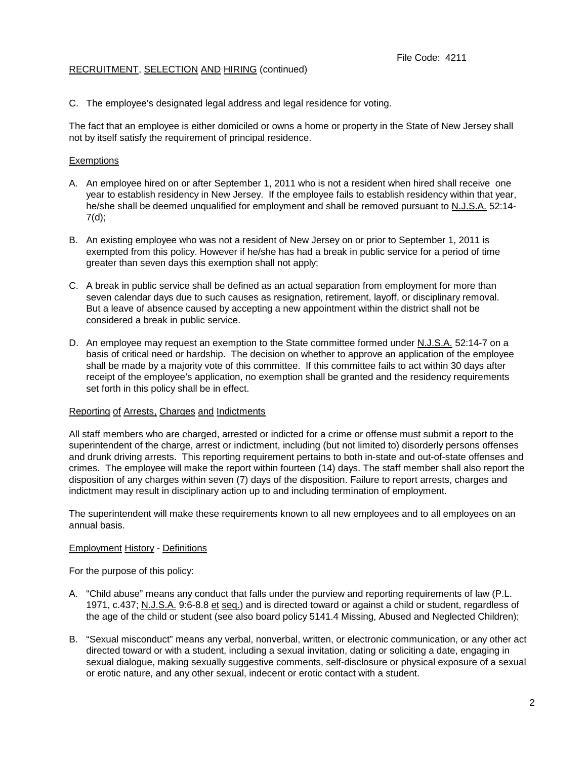C. The employee's designated legal address and legal residence for voting.

The fact that an employee is either domiciled or owns a home or property in the State of New Jersey shall not by itself satisfy the requirement of principal residence.

Exemptions

A. An employee hired on or after September 1, 2011 who is not a resident when hired shall receive one year to establish residency in New Jersey. If the employee fails to establish residency within that year, he/she shall be deemed unqualified for employment and shall be removed pursuant to N.J.S.A. 52:14-7(d);

B. An existing employee who was not a resident of New Jersey on or prior to September 1, 2011 is exempted from this policy. However if he/she has had a break in public service for a period of time greater than seven days this exemption shall not apply;

C. A break in public service shall be defined as an actual separation from employment for more than seven calendar days due to such causes as resignation, retirement, layoff, or disciplinary removal. But a leave of absence caused by accepting a new appointment within the district shall not be considered a break in public service.

D. An employee may request an exemption to the State committee formed under N.J.S.A. 52:14-7 on a basis of critical need or hardship. The decision on whether to approve an application of the employee shall be made by a majority vote of this committee. If this committee fails to act within 30 days after receipt of the employee's application, no exemption shall be granted and the residency requirements set forth in this policy shall be in effect.

Reporting of Arrests, Charges and Indictments

All staff members who are charged, arrested or indicted for a crime or offense must submit a report to the superintendent of the charge, arrest or indictment, including (but not limited to) disorderly persons offenses and drunk driving arrests. This reporting requirement pertains to both in-state and out-of-state offenses and crimes. The employee will make the report within fourteen (14) days. The staff member shall also report the disposition of any charges within seven (7) days of the disposition. Failure to report arrests, charges and indictment may result in disciplinary action up to and including termination of employment.

The superintendent will make these requirements known to all new employees and to all employees on an annual basis.

Employment History - Definitions

For the purpose of this policy:

A. "Child abuse" means any conduct that falls under the purview and reporting requirements of law (P.L. 1971, c.437; N.J.S.A. 9:6-8.8 et seq.) and is directed toward or against a child or student, regardless of the age of the child or student (see also board policy 5141.4 Missing, Abused and Neglected Children);

B. "Sexual misconduct" means any verbal, nonverbal, written, or electronic communication, or any other act directed toward or with a student, including a sexual invitation, dating or soliciting a date, engaging in sexual dialogue, making sexually suggestive comments, self-disclosure or physical exposure of a sexual or erotic nature, and any other sexual, indecent or erotic contact with a student.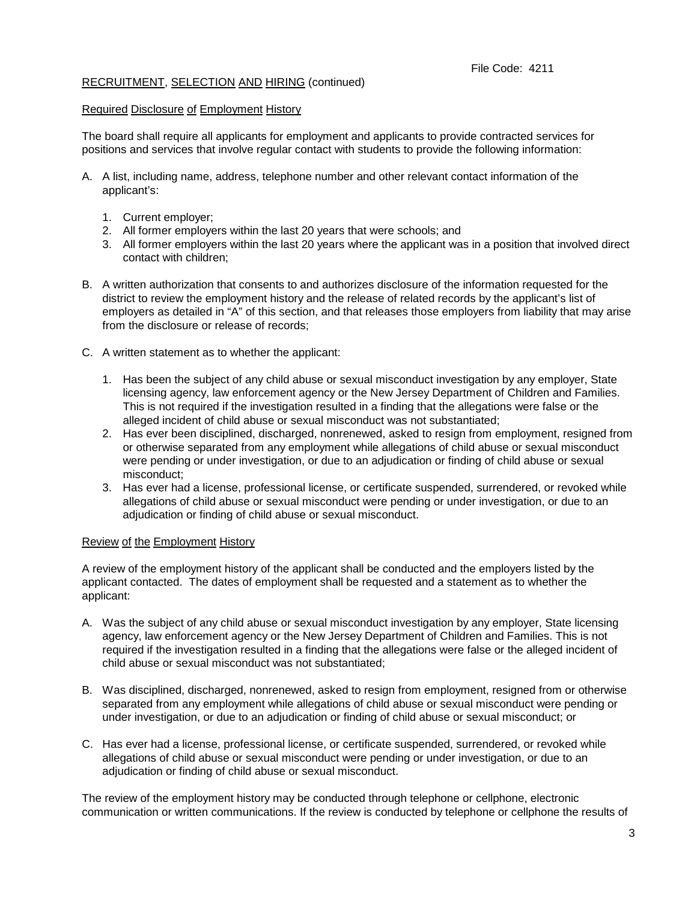RECRUITMENT, SELECTION AND HIRING (continued)

Required Disclosure of Employment History

The board shall require all applicants for employment and applicants to provide contracted services for positions and services that involve regular contact with students to provide the following information:

A. A list, including name, address, telephone number and other relevant contact information of the applicant's:

   1. Current employer;
   2. All former employers within the last 20 years that were schools; and
   3. All former employers within the last 20 years where the applicant was in a position that involved direct contact with children;

B. A written authorization that consents to and authorizes disclosure of the information requested for the district to review the employment history and the release of related records by the applicant's list of employers as detailed in "A" of this section, and that releases those employers from liability that may arise from the disclosure or release of records;

C. A written statement as to whether the applicant:

   1. Has been the subject of any child abuse or sexual misconduct investigation by any employer, State licensing agency, law enforcement agency or the New Jersey Department of Children and Families. This is not required if the investigation resulted in a finding that the allegations were false or the alleged incident of child abuse or sexual misconduct was not substantiated;
   2. Has ever been disciplined, discharged, nonrenewed, asked to resign from employment, resigned from or otherwise separated from any employment while allegations of child abuse or sexual misconduct were pending or under investigation, or due to an adjudication or finding of child abuse or sexual misconduct;
   3. Has ever had a license, professional license, or certificate suspended, surrendered, or revoked while allegations of child abuse or sexual misconduct were pending or under investigation, or due to an adjudication or finding of child abuse or sexual misconduct.

Review of the Employment History

A review of the employment history of the applicant shall be conducted and the employers listed by the applicant contacted. The dates of employment shall be requested and a statement as to whether the applicant:

A. Was the subject of any child abuse or sexual misconduct investigation by any employer, State licensing agency, law enforcement agency or the New Jersey Department of Children and Families. This is not required if the investigation resulted in a finding that the allegations were false or the alleged incident of child abuse or sexual misconduct was not substantiated;

B. Was disciplined, discharged, nonrenewed, asked to resign from employment, resigned from or otherwise separated from any employment while allegations of child abuse or sexual misconduct were pending or under investigation, or due to an adjudication or finding of child abuse or sexual misconduct; or

C. Has ever had a license, professional license, or certificate suspended, surrendered, or revoked while allegations of child abuse or sexual misconduct were pending or under investigation, or due to an adjudication or finding of child abuse or sexual misconduct.

The review of the employment history may be conducted through telephone or cellphone, electronic communication or written communications. If the review is conducted by telephone or cellphone the results of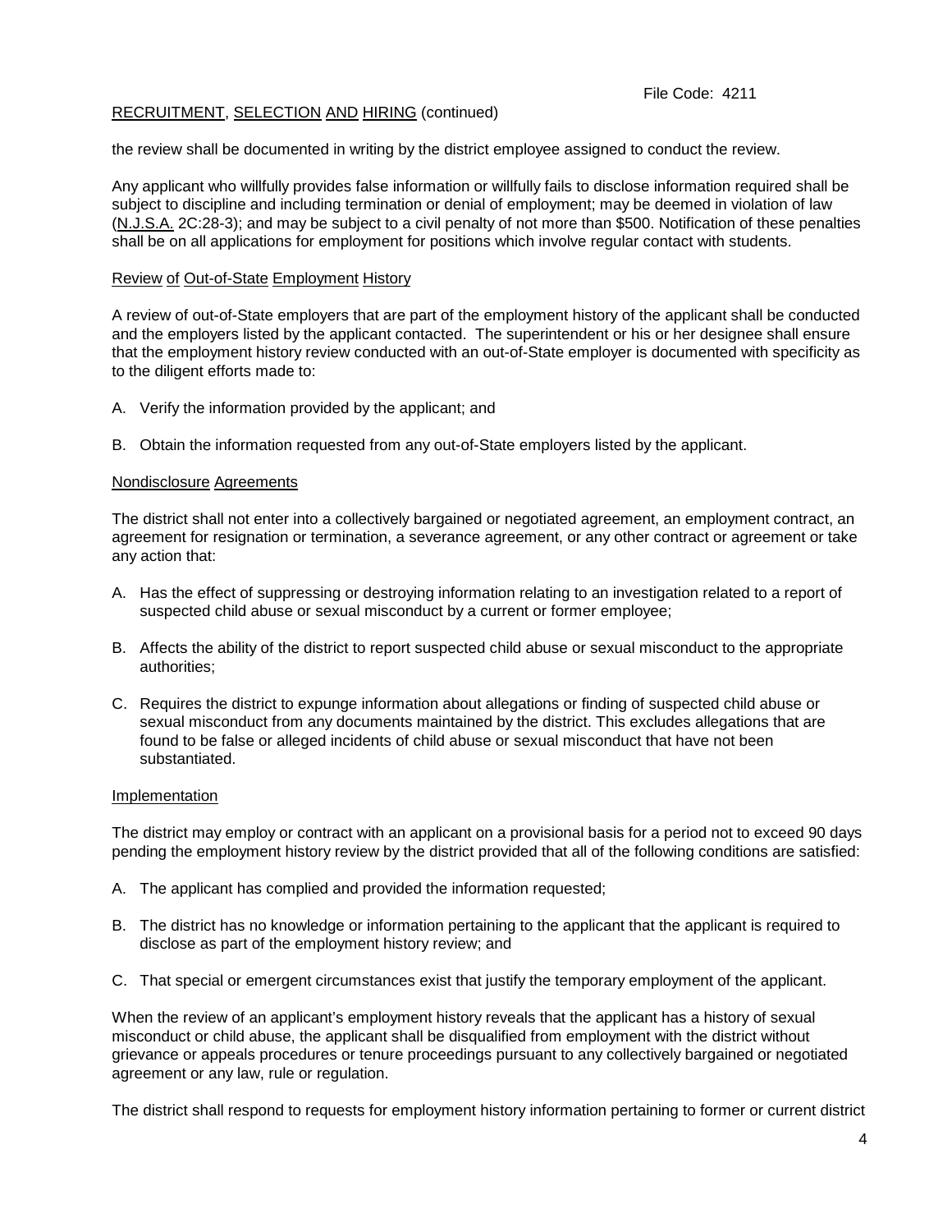the review shall be documented in writing by the district employee assigned to conduct the review.

Any applicant who willfully provides false information or willfully fails to disclose information required shall be subject to discipline and including termination or denial of employment; may be deemed in violation of law (N.J.S.A. 2C:28-3); and may be subject to a civil penalty of not more than $500. Notification of these penalties shall be on all applications for employment for positions which involve regular contact with students.

Review of Out-of-State Employment History

A review of out-of-State employers that are part of the employment history of the applicant shall be conducted and the employers listed by the applicant contacted. The superintendent or his or her designee shall ensure that the employment history review conducted with an out-of-State employer is documented with specificity as to the diligent efforts made to:

A. Verify the information provided by the applicant; and

B. Obtain the information requested from any out-of-State employers listed by the applicant.

Nondisclosure Agreements

The district shall not enter into a collectively bargained or negotiated agreement, an employment contract, an agreement for resignation or termination, a severance agreement, or any other contract or agreement or take any action that:

A. Has the effect of suppressing or destroying information relating to an investigation related to a report of suspected child abuse or sexual misconduct by a current or former employee;

B. Affects the ability of the district to report suspected child abuse or sexual misconduct to the appropriate authorities;

C. Requires the district to expunge information about allegations or finding of suspected child abuse or sexual misconduct from any documents maintained by the district. This excludes allegations that are found to be false or alleged incidents of child abuse or sexual misconduct that have not been substantiated.

Implementation

The district may employ or contract with an applicant on a provisional basis for a period not to exceed 90 days pending the employment history review by the district provided that all of the following conditions are satisfied:

A. The applicant has complied and provided the information requested;

B. The district has no knowledge or information pertaining to the applicant that the applicant is required to disclose as part of the employment history review; and

C. That special or emergent circumstances exist that justify the temporary employment of the applicant.

When the review of an applicant's employment history reveals that the applicant has a history of sexual misconduct or child abuse, the applicant shall be disqualified from employment with the district without grievance or appeals procedures or tenure proceedings pursuant to any collectively bargained or negotiated agreement or any law, rule or regulation.

The district shall respond to requests for employment history information pertaining to former or current district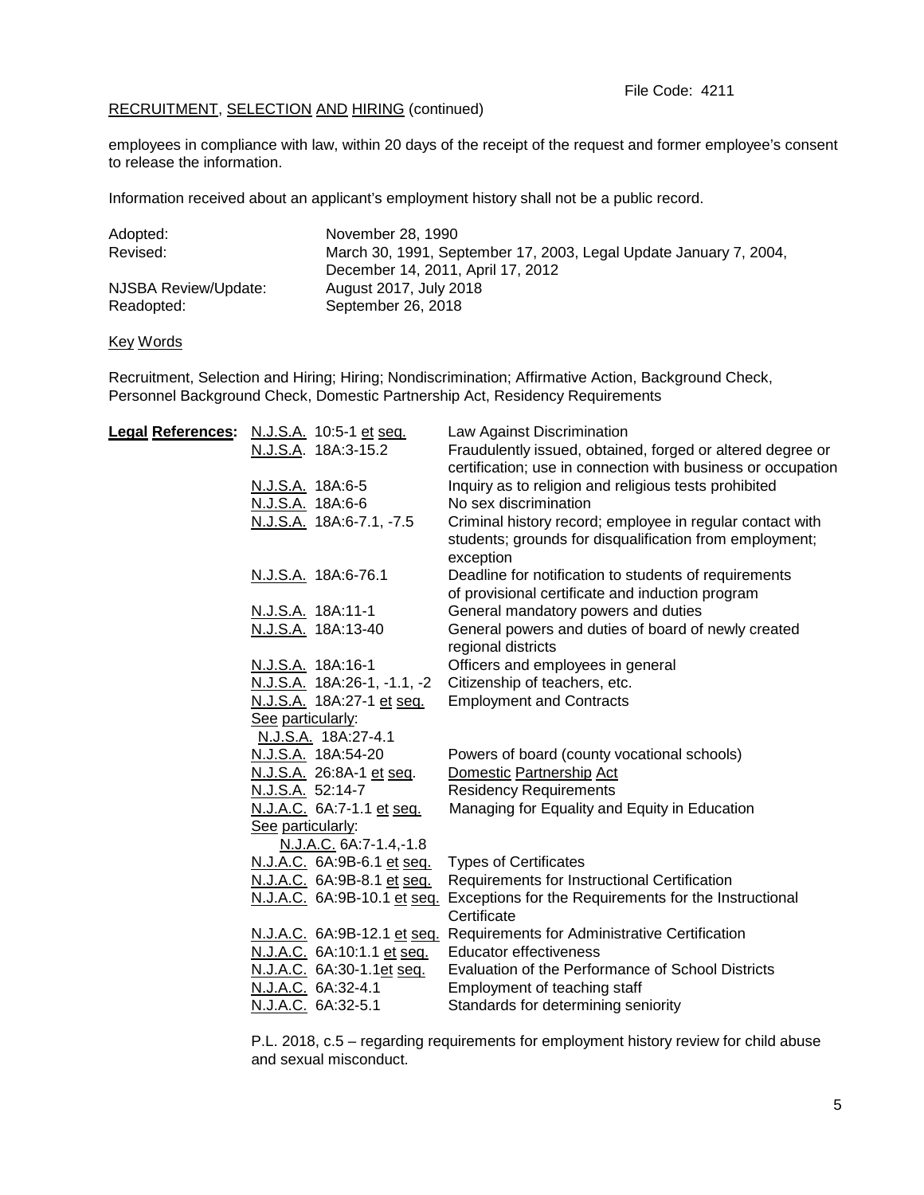employees in compliance with law, within 20 days of the receipt of the request and former employee's consent to release the information.

Information received about an applicant's employment history shall not be a public record.

| | |
|---|---|
| Adopted: | November 28, 1990 |
| Revised: | March 30, 1991, September 17, 2003, Legal Update January 7, 2004, December 14, 2011, April 17, 2012 |
| NJSBA Review/Update: | August 2017, July 2018 |
| Readopted: | September 26, 2018 |

Key Words

Recruitment, Selection and Hiring; Hiring; Nondiscrimination; Affirmative Action, Background Check, Personnel Background Check, Domestic Partnership Act, Residency Requirements

**Legal References:**

| | |
|---|---|
| N.J.S.A. 10:5-1 et seq. | Law Against Discrimination |
| N.J.S.A. 18A:3-15.2 | Fraudulently issued, obtained, forged or altered degree or certification; use in connection with business or occupation |
| N.J.S.A. 18A:6-5 | Inquiry as to religion and religious tests prohibited |
| N.J.S.A. 18A:6-6 | No sex discrimination |
| N.J.S.A. 18A:6-7.1, -7.5 | Criminal history record; employee in regular contact with students; grounds for disqualification from employment; exception |
| N.J.S.A. 18A:6-76.1 | Deadline for notification to students of requirements of provisional certificate and induction program |
| N.J.S.A. 18A:11-1 | General mandatory powers and duties |
| N.J.S.A. 18A:13-40 | General powers and duties of board of newly created regional districts |
| N.J.S.A. 18A:16-1 | Officers and employees in general |
| N.J.S.A. 18A:26-1, -1.1, -2 | Citizenship of teachers, etc. |
| N.J.S.A. 18A:27-1 et seq. | Employment and Contracts |
| See particularly: N.J.S.A. 18A:27-4.1 | |
| N.J.S.A. 18A:54-20 | Powers of board (county vocational schools) |
| N.J.S.A. 26:8A-1 et seq. | Domestic Partnership Act |
| N.J.S.A. 52:14-7 | Residency Requirements |
| N.J.A.C. 6A:7-1.1 et seq. | Managing for Equality and Equity in Education |
| See particularly: N.J.A.C. 6A:7-1.4,-1.8 | |
| N.J.A.C. 6A:9B-6.1 et seq. | Types of Certificates |
| N.J.A.C. 6A:9B-8.1 et seq. | Requirements for Instructional Certification |
| N.J.A.C. 6A:9B-10.1 et seq. | Exceptions for the Requirements for the Instructional Certificate |
| N.J.A.C. 6A:9B-12.1 et seq. | Requirements for Administrative Certification |
| N.J.A.C. 6A:10:1.1 et seq. | Educator effectiveness |
| N.J.A.C. 6A:30-1.1et seq. | Evaluation of the Performance of School Districts |
| N.J.A.C. 6A:32-4.1 | Employment of teaching staff |
| N.J.A.C. 6A:32-5.1 | Standards for determining seniority |

P.L. 2018, c.5 – regarding requirements for employment history review for child abuse and sexual misconduct.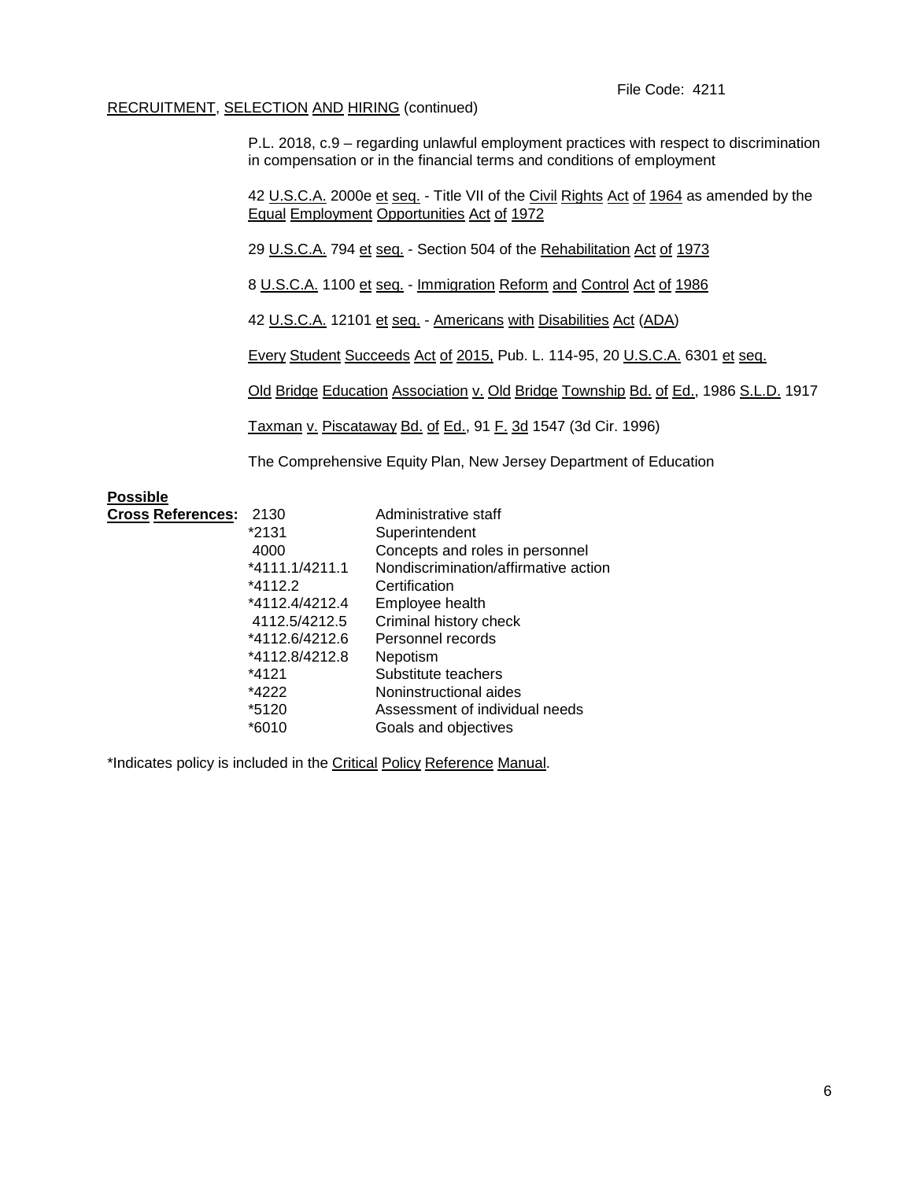RECRUITMENT, SELECTION AND HIRING (continued)

P.L. 2018, c.9 – regarding unlawful employment practices with respect to discrimination in compensation or in the financial terms and conditions of employment

42 U.S.C.A. 2000e et seq. - Title VII of the Civil Rights Act of 1964 as amended by the Equal Employment Opportunities Act of 1972

29 U.S.C.A. 794 et seq. - Section 504 of the Rehabilitation Act of 1973

8 U.S.C.A. 1100 et seq. - Immigration Reform and Control Act of 1986

42 U.S.C.A. 12101 et seq. - Americans with Disabilities Act (ADA)

Every Student Succeeds Act of 2015, Pub. L. 114-95, 20 U.S.C.A. 6301 et seq.

Old Bridge Education Association v. Old Bridge Township Bd. of Ed., 1986 S.L.D. 1917

Taxman v. Piscataway Bd. of Ed., 91 F. 3d 1547 (3d Cir. 1996)

The Comprehensive Equity Plan, New Jersey Department of Education

**Possible Cross References:**

| | |
|---|---|
| 2130 | Administrative staff |
| *2131 | Superintendent |
| 4000 | Concepts and roles in personnel |
| *4111.1/4211.1 | Nondiscrimination/affirmative action |
| *4112.2 | Certification |
| *4112.4/4212.4 | Employee health |
| 4112.5/4212.5 | Criminal history check |
| *4112.6/4212.6 | Personnel records |
| *4112.8/4212.8 | Nepotism |
| *4121 | Substitute teachers |
| *4222 | Noninstructional aides |
| *5120 | Assessment of individual needs |
| *6010 | Goals and objectives |

*Indicates policy is included in the Critical Policy Reference Manual.